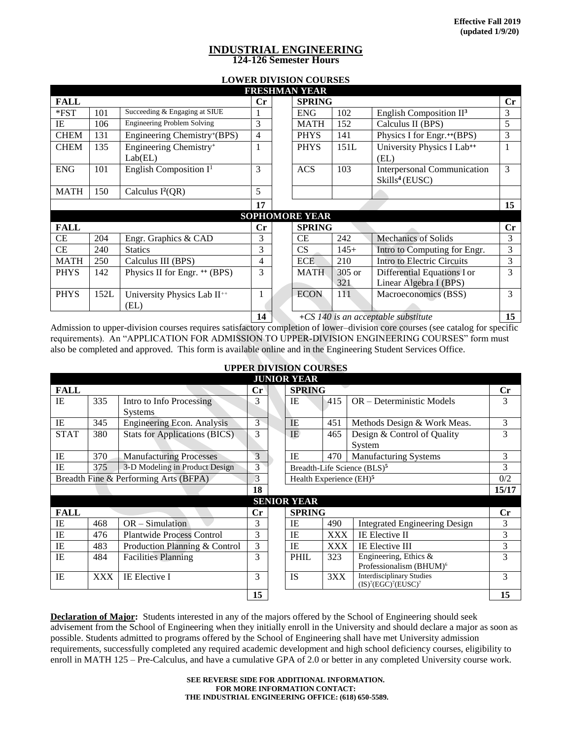**Effective Fall 2019**
**(updated 1/9/20)**

# INDUSTRIAL ENGINEERING

## 124-126 Semester Hours

### LOWER DIVISION COURSES

| FRESHMAN YEAR | | | | | | | |
|---|---|---|---|---|---|---|---|
| **FALL** | | | **Cr** | **SPRING** | | | **Cr** |
| *FST | 101 | Succeeding & Engaging at SIUE | 1 | ENG | 102 | English Composition II[3] | 3 |
| IE | 106 | Engineering Problem Solving | 3 | MATH | 152 | Calculus II (BPS) | 5 |
| CHEM | 131 | Engineering Chemistry+(BPS) | 4 | PHYS | 141 | Physics I for Engr.++(BPS) | 3 |
| CHEM | 135 | Engineering Chemistry+ Lab(EL) | 1 | PHYS | 151L | University Physics I Lab++ (EL) | 1 |
| ENG | 101 | English Composition I[1] | 3 | ACS | 103 | Interpersonal Communication Skills[4] (EUSC) | 3 |
| MATH | 150 | Calculus I[2](QR) | 5 | | | | |
| | | | **17** | | | | **15** |

| SOPHOMORE YEAR | | | | | | | |
|---|---|---|---|---|---|---|---|
| **FALL** | | | **Cr** | **SPRING** | | | **Cr** |
| CE | 204 | Engr. Graphics & CAD | 3 | CE | 242 | Mechanics of Solids | 3 |
| CE | 240 | Statics | 3 | CS | 145+ | Intro to Computing for Engr. | 3 |
| MATH | 250 | Calculus III (BPS) | 4 | ECE | 210 | Intro to Electric Circuits | 3 |
| PHYS | 142 | Physics II for Engr. ++ (BPS) | 3 | MATH | 305 or 321 | Differential Equations I or Linear Algebra I (BPS) | 3 |
| PHYS | 152L | University Physics Lab II++ (EL) | 1 | ECON | 111 | Macroeconomics (BSS) | 3 |
| | | | **14** | *+CS 140 is an acceptable substitute* | | | **15** |

Admission to upper-division courses requires satisfactory completion of lower–division core courses (see catalog for specific requirements). An "APPLICATION FOR ADMISSION TO UPPER-DIVISION ENGINEERING COURSES" form must also be completed and approved. This form is available online and in the Engineering Student Services Office.

### UPPER DIVISION COURSES

| JUNIOR YEAR | | | | | | | |
|---|---|---|---|---|---|---|---|
| **FALL** | | | **Cr** | **SPRING** | | | **Cr** |
| IE | 335 | Intro to Info Processing Systems | 3 | IE | 415 | OR – Deterministic Models | 3 |
| IE | 345 | Engineering Econ. Analysis | 3 | IE | 451 | Methods Design & Work Meas. | 3 |
| STAT | 380 | Stats for Applications (BICS) | 3 | IE | 465 | Design & Control of Quality System | 3 |
| IE | 370 | Manufacturing Processes | 3 | IE | 470 | Manufacturing Systems | 3 |
| IE | 375 | 3-D Modeling in Product Design | 3 | Breadth-Life Science (BLS)[5] | | | 3 |
| Breadth Fine & Performing Arts (BFPA) | | | 3 | Health Experience (EH)[5] | | | 0/2 |
| | | | **18** | | | | **15/17** |

| SENIOR YEAR | | | | | | | |
|---|---|---|---|---|---|---|---|
| **FALL** | | | **Cr** | **SPRING** | | | **Cr** |
| IE | 468 | OR – Simulation | 3 | IE | 490 | Integrated Engineering Design | 3 |
| IE | 476 | Plantwide Process Control | 3 | IE | XXX | IE Elective II | 3 |
| IE | 483 | Production Planning & Control | 3 | IE | XXX | IE Elective III | 3 |
| IE | 484 | Facilities Planning | 3 | PHIL | 323 | Engineering, Ethics & Professionalism (BHUM)[6] | 3 |
| IE | XXX | IE Elective I | 3 | IS | 3XX | Interdisciplinary Studies (IS)[7](EGC)[7](EUSC)[7] | 3 |
| | | | **15** | | | | **15** |

**Declaration of Major:** Students interested in any of the majors offered by the School of Engineering should seek advisement from the School of Engineering when they initially enroll in the University and should declare a major as soon as possible. Students admitted to programs offered by the School of Engineering shall have met University admission requirements, successfully completed any required academic development and high school deficiency courses, eligibility to enroll in MATH 125 – Pre-Calculus, and have a cumulative GPA of 2.0 or better in any completed University course work.

**SEE REVERSE SIDE FOR ADDITIONAL INFORMATION.**
**FOR MORE INFORMATION CONTACT:**
**THE INDUSTRIAL ENGINEERING OFFICE: (618) 650-5589.**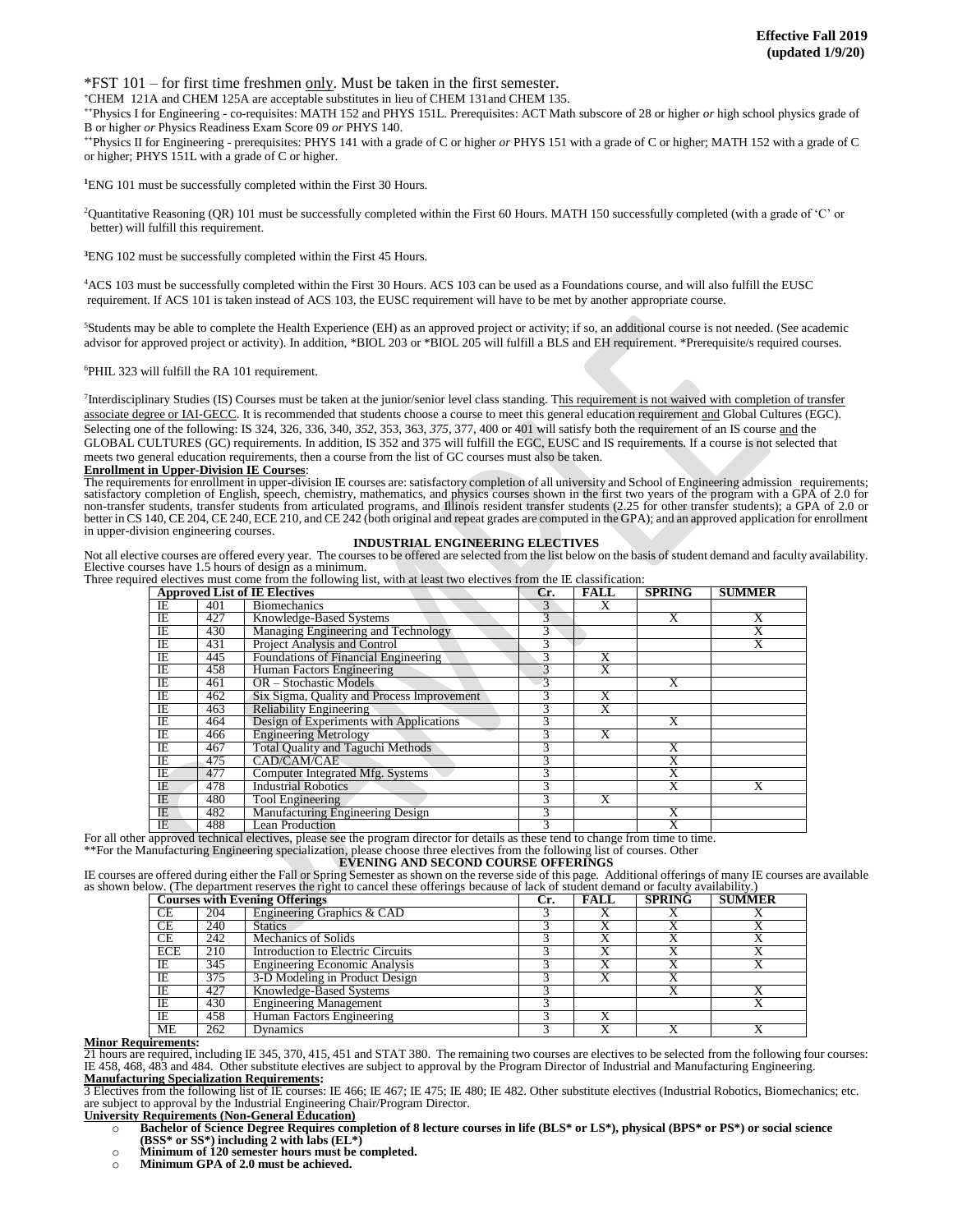**Effective Fall 2019**
**(updated 1/9/20)**

*FST 101 – for first time freshmen only. Must be taken in the first semester.

⁺CHEM 121A and CHEM 125A are acceptable substitutes in lieu of CHEM 131and CHEM 135.

⁺⁺Physics I for Engineering - co-requisites: MATH 152 and PHYS 151L. Prerequisites: ACT Math subscore of 28 or higher *or* high school physics grade of B or higher *or* Physics Readiness Exam Score 09 *or* PHYS 140.

⁺⁺Physics II for Engineering - prerequisites: PHYS 141 with a grade of C or higher *or* PHYS 151 with a grade of C or higher; MATH 152 with a grade of C or higher; PHYS 151L with a grade of C or higher.

[1]ENG 101 must be successfully completed within the First 30 Hours.

[2]Quantitative Reasoning (QR) 101 must be successfully completed within the First 60 Hours. MATH 150 successfully completed (with a grade of 'C' or better) will fulfill this requirement.

[3]ENG 102 must be successfully completed within the First 45 Hours.

[4]ACS 103 must be successfully completed within the First 30 Hours. ACS 103 can be used as a Foundations course, and will also fulfill the EUSC requirement. If ACS 101 is taken instead of ACS 103, the EUSC requirement will have to be met by another appropriate course.

[5]Students may be able to complete the Health Experience (EH) as an approved project or activity; if so, an additional course is not needed. (See academic advisor for approved project or activity). In addition, *BIOL 203 or *BIOL 205 will fulfill a BLS and EH requirement. *Prerequisite/s required courses.

[6]PHIL 323 will fulfill the RA 101 requirement.

[7]Interdisciplinary Studies (IS) Courses must be taken at the junior/senior level class standing. This requirement is not waived with completion of transfer associate degree or IAI-GECC. It is recommended that students choose a course to meet this general education requirement and Global Cultures (EGC). Selecting one of the following: IS 324, 326, 336, 340, *352*, 353, 363, *375*, 377, 400 or 401 will satisfy both the requirement of an IS course and the GLOBAL CULTURES (GC) requirements. In addition, IS 352 and 375 will fulfill the EGC, EUSC and IS requirements. If a course is not selected that meets two general education requirements, then a course from the list of GC courses must also be taken.

**Enrollment in Upper-Division IE Courses**:
The requirements for enrollment in upper-division IE courses are: satisfactory completion of all university and School of Engineering admission requirements; satisfactory completion of English, speech, chemistry, mathematics, and physics courses shown in the first two years of the program with a GPA of 2.0 for non-transfer students, transfer students from articulated programs, and Illinois resident transfer students (2.25 for other transfer students); a GPA of 2.0 or better in CS 140, CE 204, CE 240, ECE 210, and CE 242 (both original and repeat grades are computed in the GPA); and an approved application for enrollment in upper-division engineering courses.

## INDUSTRIAL ENGINEERING ELECTIVES

Not all elective courses are offered every year. The courses to be offered are selected from the list below on the basis of student demand and faculty availability. Elective courses have 1.5 hours of design as a minimum.

Three required electives must come from the following list, with at least two electives from the IE classification:

| Approved List of IE Electives | | | Cr. | FALL | SPRING | SUMMER |
|---|---|---|---|---|---|---|
| IE | 401 | Biomechanics | 3 | X | | |
| IE | 427 | Knowledge-Based Systems | 3 | | X | X |
| IE | 430 | Managing Engineering and Technology | 3 | | | X |
| IE | 431 | Project Analysis and Control | 3 | | | X |
| IE | 445 | Foundations of Financial Engineering | 3 | X | | |
| IE | 458 | Human Factors Engineering | 3 | X | | |
| IE | 461 | OR – Stochastic Models | 3 | | X | |
| IE | 462 | Six Sigma, Quality and Process Improvement | 3 | X | | |
| IE | 463 | Reliability Engineering | 3 | X | | |
| IE | 464 | Design of Experiments with Applications | 3 | | X | |
| IE | 466 | Engineering Metrology | 3 | X | | |
| IE | 467 | Total Quality and Taguchi Methods | 3 | | X | |
| IE | 475 | CAD/CAM/CAE | 3 | | X | |
| IE | 477 | Computer Integrated Mfg. Systems | 3 | | X | |
| IE | 478 | Industrial Robotics | 3 | | X | X |
| IE | 480 | Tool Engineering | 3 | X | | |
| IE | 482 | Manufacturing Engineering Design | 3 | | X | |
| IE | 488 | Lean Production | 3 | | X | |

For all other approved technical electives, please see the program director for details as these tend to change from time to time.

**For the Manufacturing Engineering specialization, please choose three electives from the following list of courses. Other

## EVENING AND SECOND COURSE OFFERINGS

IE courses are offered during either the Fall or Spring Semester as shown on the reverse side of this page. Additional offerings of many IE courses are available as shown below. (The department reserves the right to cancel these offerings because of lack of student demand or faculty availability.)

| Courses with Evening Offerings | | | Cr. | FALL | SPRING | SUMMER |
|---|---|---|---|---|---|---|
| CE | 204 | Engineering Graphics & CAD | 3 | X | X | X |
| CE | 240 | Statics | 3 | X | X | X |
| CE | 242 | Mechanics of Solids | 3 | X | X | X |
| ECE | 210 | Introduction to Electric Circuits | 3 | X | X | X |
| IE | 345 | Engineering Economic Analysis | 3 | X | X | X |
| IE | 375 | 3-D Modeling in Product Design | 3 | X | X | |
| IE | 427 | Knowledge-Based Systems | 3 | | X | X |
| IE | 430 | Engineering Management | 3 | | | X |
| IE | 458 | Human Factors Engineering | 3 | X | | |
| ME | 262 | Dynamics | 3 | X | X | X |

**Minor Requirements:**
21 hours are required, including IE 345, 370, 415, 451 and STAT 380. The remaining two courses are electives to be selected from the following four courses: IE 458, 468, 483 and 484. Other substitute electives are subject to approval by the Program Director of Industrial and Manufacturing Engineering.

**Manufacturing Specialization Requirements:**
3 Electives from the following list of IE courses: IE 466; IE 467; IE 475; IE 480; IE 482. Other substitute electives (Industrial Robotics, Biomechanics; etc. are subject to approval by the Industrial Engineering Chair/Program Director.

**University Requirements (Non-General Education)**

- **Bachelor of Science Degree Requires completion of 8 lecture courses in life (BLS* or LS*), physical (BPS* or PS*) or social science (BSS* or SS*) including 2 with labs (EL*)**
- **Minimum of 120 semester hours must be completed.**
- **Minimum GPA of 2.0 must be achieved.**